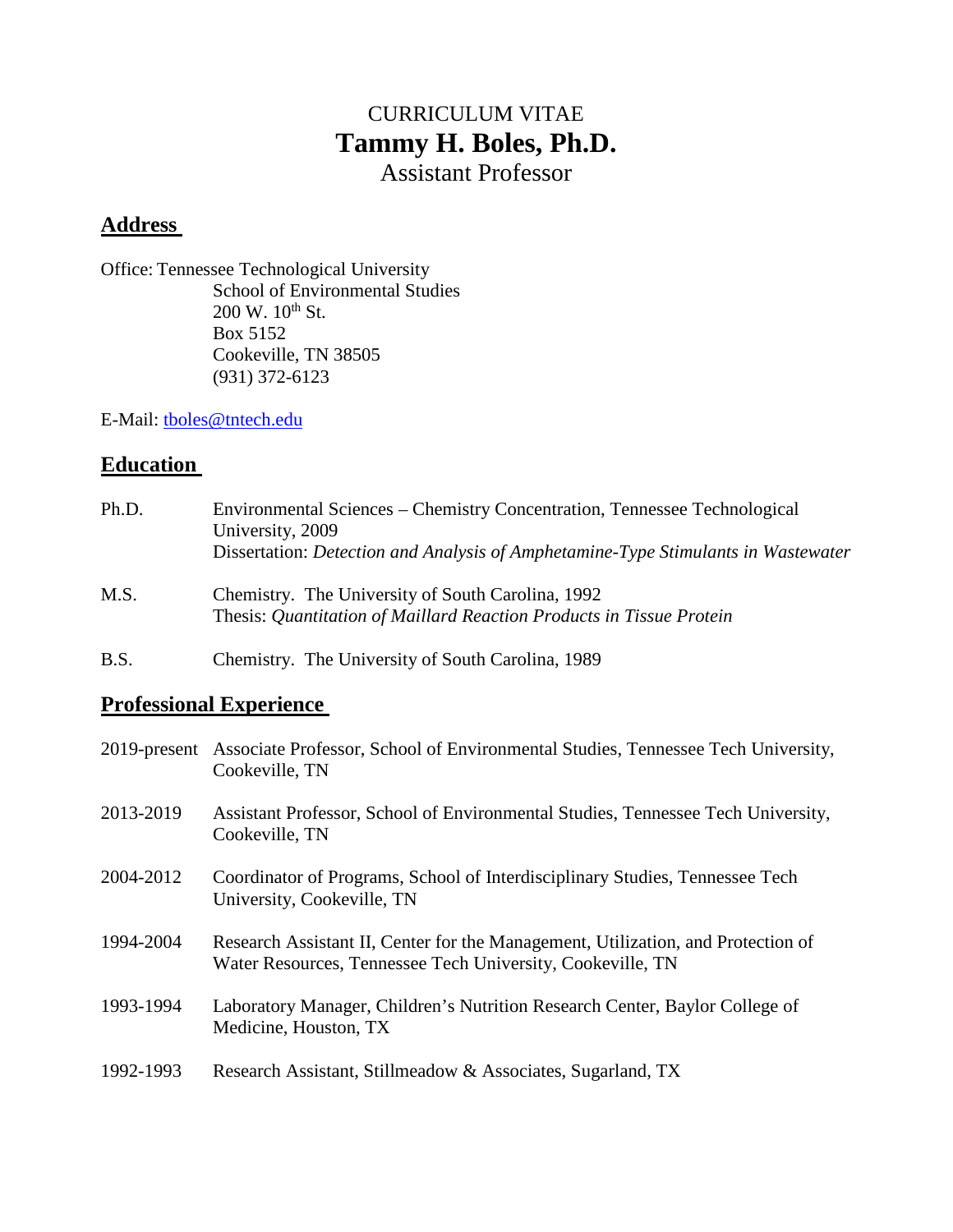# CURRICULUM VITAE
# **Tammy H. Boles, Ph.D.**
Assistant Professor

## Address

Office: Tennessee Technological University
School of Environmental Studies
200 W. 10th St.
Box 5152
Cookeville, TN 38505
(931) 372-6123

E-Mail: tboles@tntech.edu

## Education

Ph.D. Environmental Sciences – Chemistry Concentration, Tennessee Technological University, 2009
Dissertation: *Detection and Analysis of Amphetamine-Type Stimulants in Wastewater*

M.S. Chemistry. The University of South Carolina, 1992
Thesis: *Quantitation of Maillard Reaction Products in Tissue Protein*

B.S. Chemistry. The University of South Carolina, 1989

## Professional Experience

2019-present Associate Professor, School of Environmental Studies, Tennessee Tech University, Cookeville, TN

2013-2019 Assistant Professor, School of Environmental Studies, Tennessee Tech University, Cookeville, TN

2004-2012 Coordinator of Programs, School of Interdisciplinary Studies, Tennessee Tech University, Cookeville, TN

1994-2004 Research Assistant II, Center for the Management, Utilization, and Protection of Water Resources, Tennessee Tech University, Cookeville, TN

1993-1994 Laboratory Manager, Children's Nutrition Research Center, Baylor College of Medicine, Houston, TX

1992-1993 Research Assistant, Stillmeadow & Associates, Sugarland, TX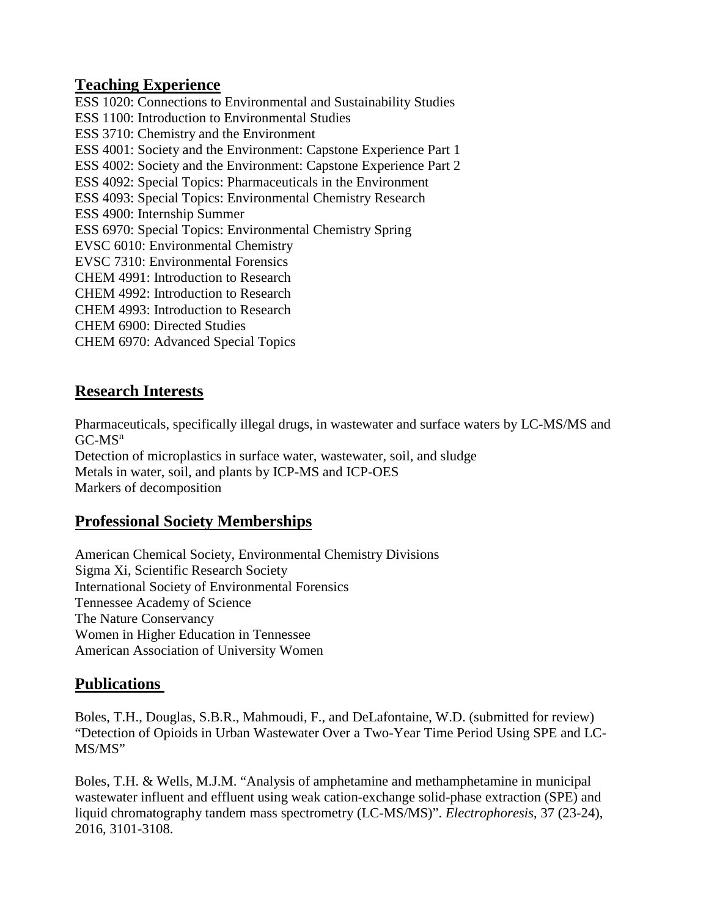## Teaching Experience

ESS 1020: Connections to Environmental and Sustainability Studies
ESS 1100: Introduction to Environmental Studies
ESS 3710: Chemistry and the Environment
ESS 4001: Society and the Environment: Capstone Experience Part 1
ESS 4002: Society and the Environment: Capstone Experience Part 2
ESS 4092: Special Topics: Pharmaceuticals in the Environment
ESS 4093: Special Topics: Environmental Chemistry Research
ESS 4900: Internship Summer
ESS 6970: Special Topics: Environmental Chemistry Spring
EVSC 6010: Environmental Chemistry
EVSC 7310: Environmental Forensics
CHEM 4991: Introduction to Research
CHEM 4992: Introduction to Research
CHEM 4993: Introduction to Research
CHEM 6900: Directed Studies
CHEM 6970: Advanced Special Topics

## Research Interests

Pharmaceuticals, specifically illegal drugs, in wastewater and surface waters by LC-MS/MS and GC-$MS^n$
Detection of microplastics in surface water, wastewater, soil, and sludge
Metals in water, soil, and plants by ICP-MS and ICP-OES
Markers of decomposition

## Professional Society Memberships

American Chemical Society, Environmental Chemistry Divisions
Sigma Xi, Scientific Research Society
International Society of Environmental Forensics
Tennessee Academy of Science
The Nature Conservancy
Women in Higher Education in Tennessee
American Association of University Women

## Publications

Boles, T.H., Douglas, S.B.R., Mahmoudi, F., and DeLafontaine, W.D. (submitted for review) "Detection of Opioids in Urban Wastewater Over a Two-Year Time Period Using SPE and LC-MS/MS"

Boles, T.H. & Wells, M.J.M. "Analysis of amphetamine and methamphetamine in municipal wastewater influent and effluent using weak cation-exchange solid-phase extraction (SPE) and liquid chromatography tandem mass spectrometry (LC-MS/MS)". *Electrophoresis*, 37 (23-24), 2016, 3101-3108.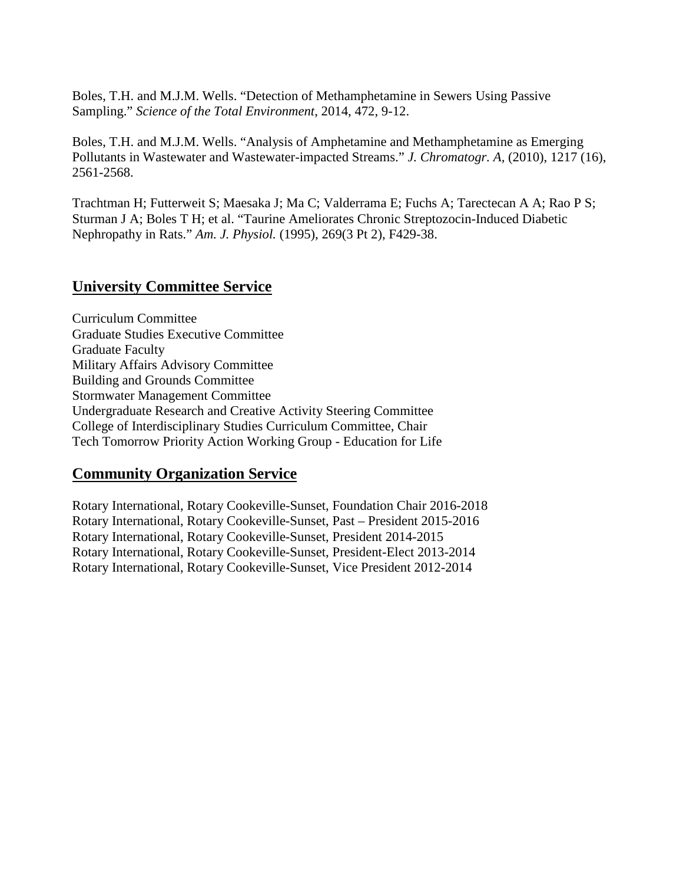Boles, T.H. and M.J.M. Wells. "Detection of Methamphetamine in Sewers Using Passive Sampling." *Science of the Total Environment*, 2014, 472, 9-12.

Boles, T.H. and M.J.M. Wells. "Analysis of Amphetamine and Methamphetamine as Emerging Pollutants in Wastewater and Wastewater-impacted Streams." *J. Chromatogr. A*, (2010), 1217 (16), 2561-2568.

Trachtman H; Futterweit S; Maesaka J; Ma C; Valderrama E; Fuchs A; Tarectecan A A; Rao P S; Sturman J A; Boles T H; et al. "Taurine Ameliorates Chronic Streptozocin-Induced Diabetic Nephropathy in Rats." *Am. J. Physiol.* (1995), 269(3 Pt 2), F429-38.

## University Committee Service

Curriculum Committee
Graduate Studies Executive Committee
Graduate Faculty
Military Affairs Advisory Committee
Building and Grounds Committee
Stormwater Management Committee
Undergraduate Research and Creative Activity Steering Committee
College of Interdisciplinary Studies Curriculum Committee, Chair
Tech Tomorrow Priority Action Working Group - Education for Life

## Community Organization Service

Rotary International, Rotary Cookeville-Sunset, Foundation Chair 2016-2018
Rotary International, Rotary Cookeville-Sunset, Past – President 2015-2016
Rotary International, Rotary Cookeville-Sunset, President 2014-2015
Rotary International, Rotary Cookeville-Sunset, President-Elect 2013-2014
Rotary International, Rotary Cookeville-Sunset, Vice President 2012-2014